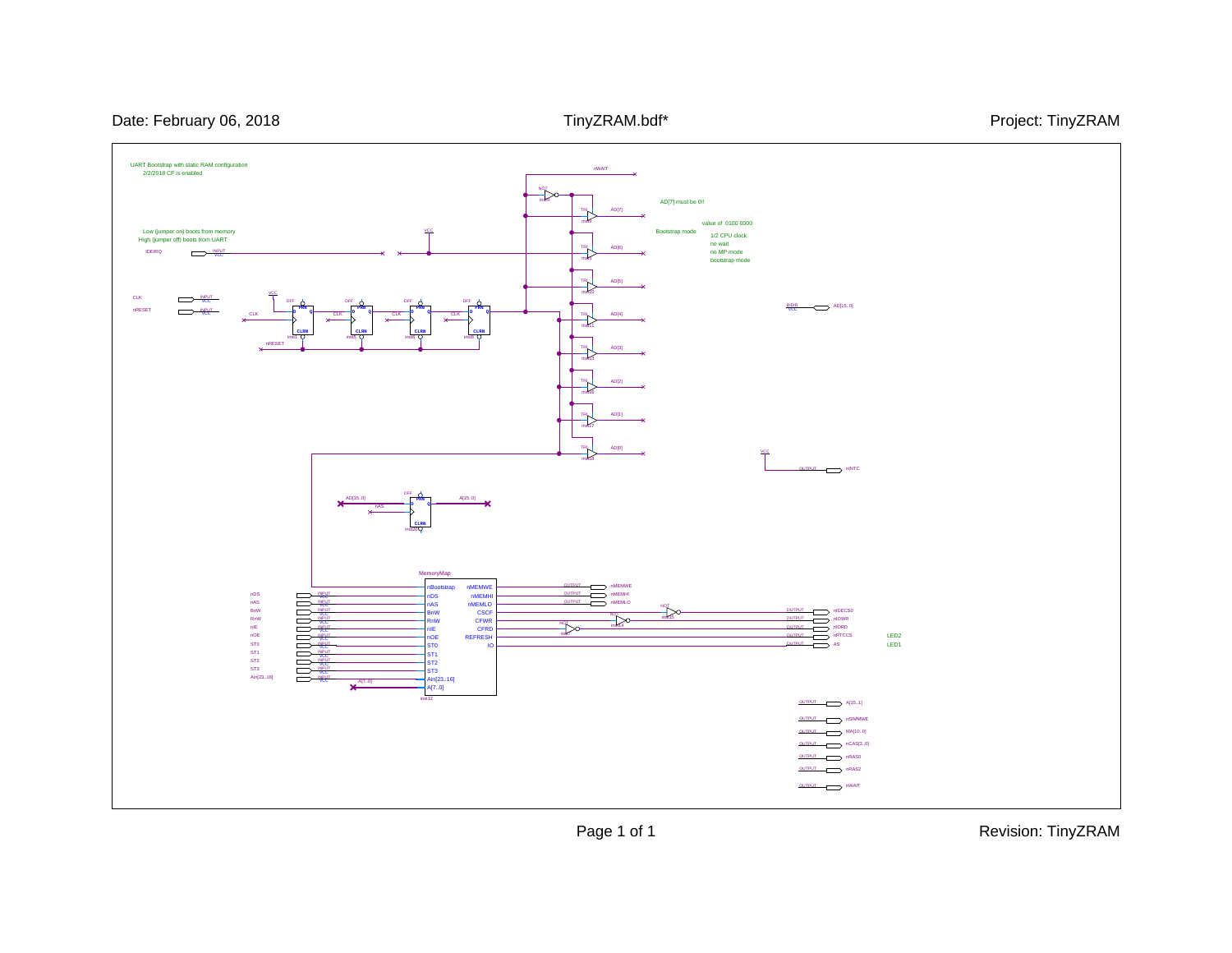UART Bootstrap with static RAM configuration
2/2/2018 CF is enabled

Low (jumper on) boots from memory
High (jumper off) boots from UART

AD[7] must be 0!!

value of 0100 0000

Bootstrap mode

1/2 CPU clock
no wait
no MP mode
bootstrap mode

LED2

LED1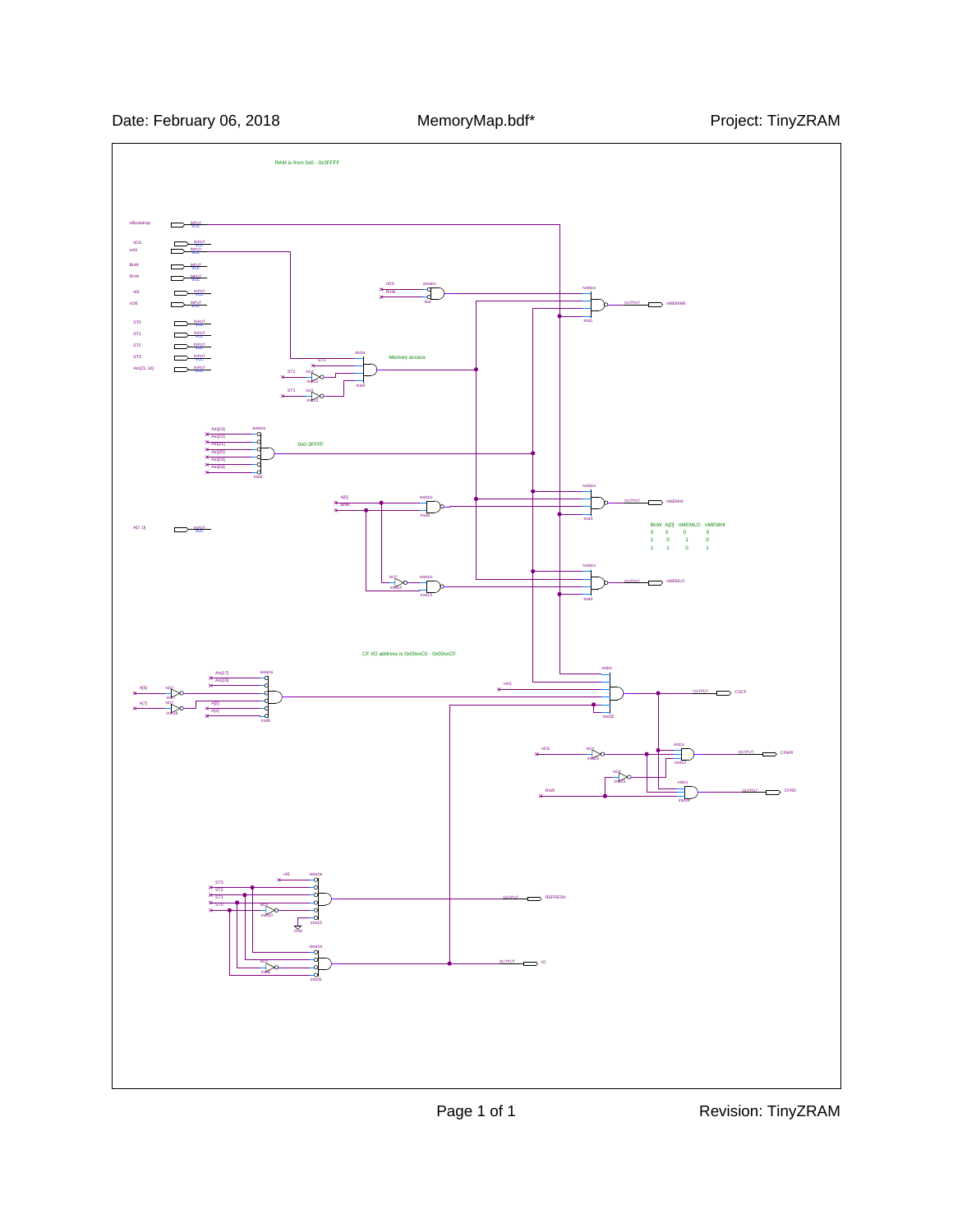RAM is from 0x0 - 0x3FFFF

nBootstrap

nDS

nAS

BnW

RnW

nIE

nOE

ST0

ST1

ST2

ST3

Ain[23..16]

Memory access

0x0-3FFFF

A[7..0]

nMEMWE

nMEMHI

nMEMLO

| BnW | A[0] | nMEMLO | nMEMHI |
|---|---|---|---|
| 0 | X | 0 | 0 |
| 1 | 0 | 1 | 0 |
| 1 | 1 | 0 | 1 |

CF I/O address is 0x00xxC0 - 0x00xxCF

CSCF

CFWR

CFRD

REFRESH

IO